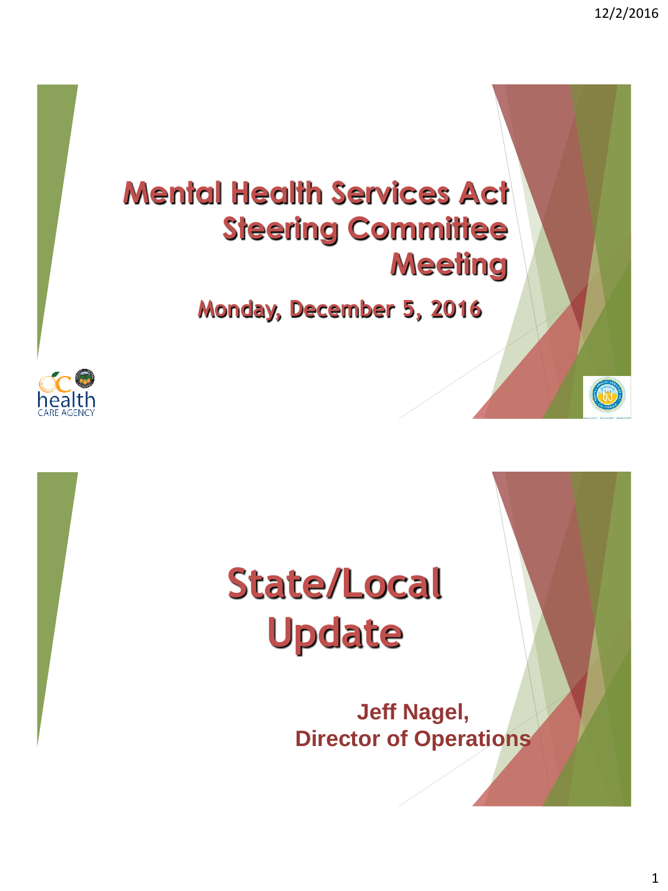# Mental Health Services Act Steering Committee Meeting

**Monday, December 5, 2016**

# State/Local Update

**Jeff Nagel,**
**Director of Operations**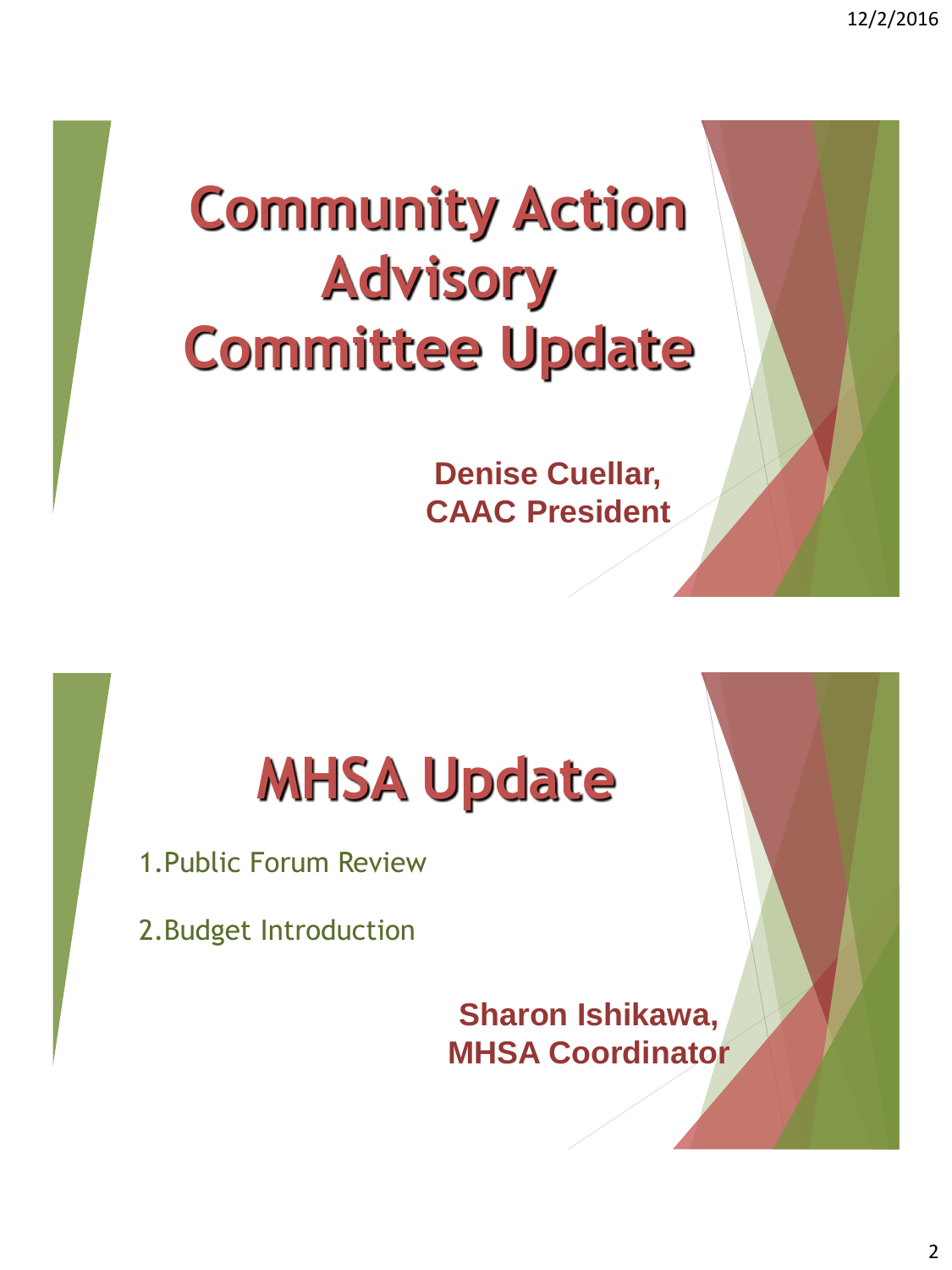# Community Action Advisory Committee Update

**Denise Cuellar, CAAC President**

# MHSA Update

1. Public Forum Review
2. Budget Introduction

**Sharon Ishikawa, MHSA Coordinator**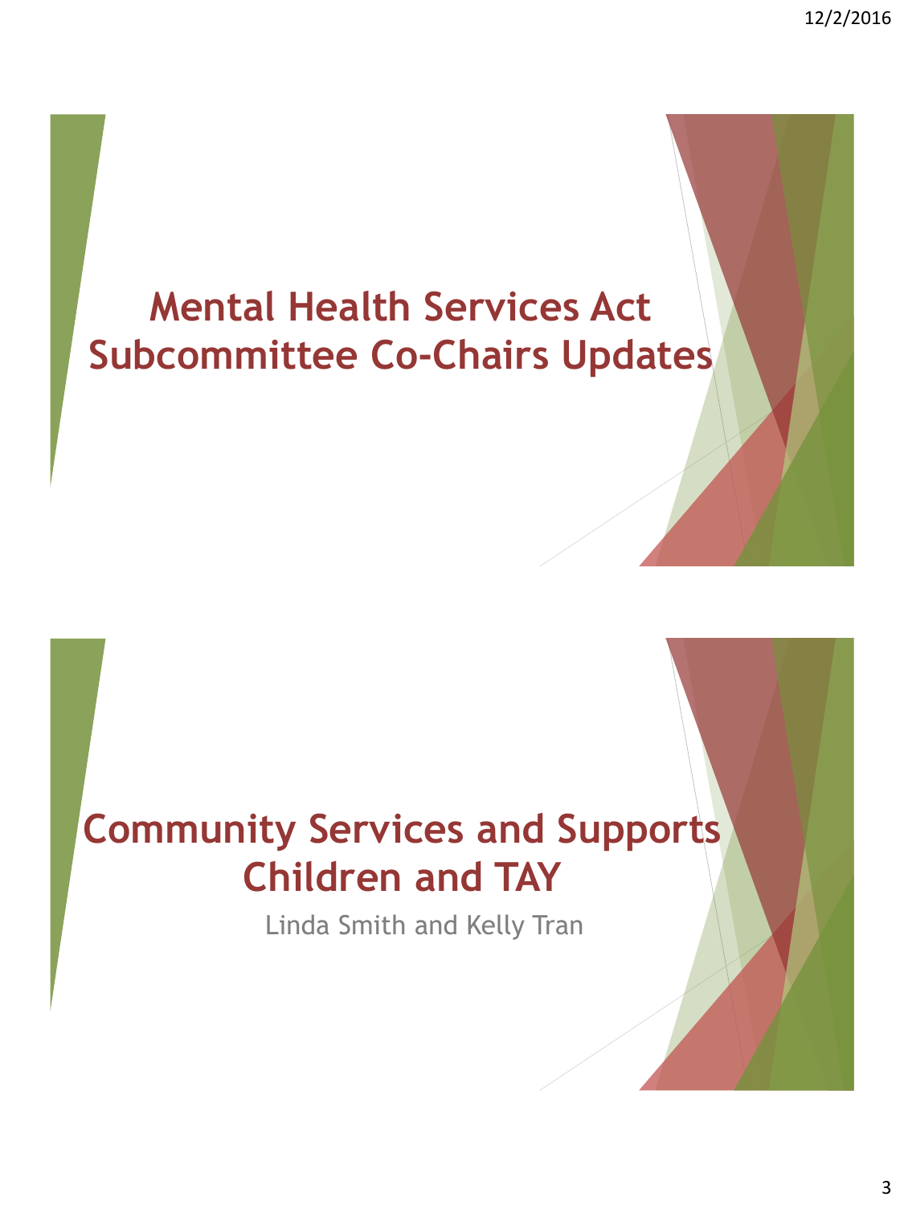# Mental Health Services Act Subcommittee Co-Chairs Updates

# Community Services and Supports Children and TAY

Linda Smith and Kelly Tran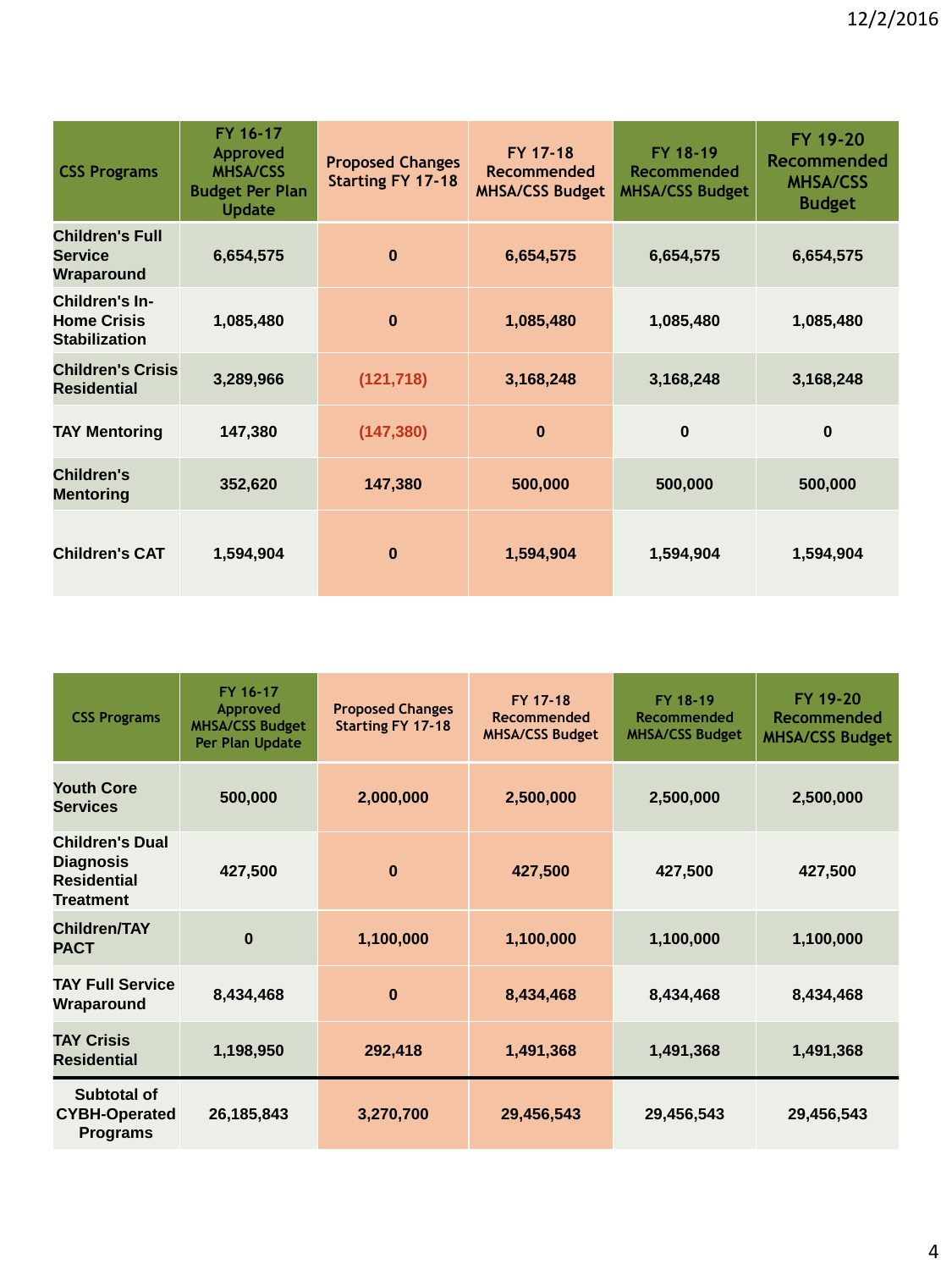| CSS Programs | FY 16-17 Approved MHSA/CSS Budget Per Plan Update | Proposed Changes Starting FY 17-18 | FY 17-18 Recommended MHSA/CSS Budget | FY 18-19 Recommended MHSA/CSS Budget | FY 19-20 Recommended MHSA/CSS Budget |
|---|---|---|---|---|---|
| Children's Full Service Wraparound | 6,654,575 | 0 | 6,654,575 | 6,654,575 | 6,654,575 |
| Children's In-Home Crisis Stabilization | 1,085,480 | 0 | 1,085,480 | 1,085,480 | 1,085,480 |
| Children's Crisis Residential | 3,289,966 | (121,718) | 3,168,248 | 3,168,248 | 3,168,248 |
| TAY Mentoring | 147,380 | (147,380) | 0 | 0 | 0 |
| Children's Mentoring | 352,620 | 147,380 | 500,000 | 500,000 | 500,000 |
| Children's CAT | 1,594,904 | 0 | 1,594,904 | 1,594,904 | 1,594,904 |

| CSS Programs | FY 16-17 Approved MHSA/CSS Budget Per Plan Update | Proposed Changes Starting FY 17-18 | FY 17-18 Recommended MHSA/CSS Budget | FY 18-19 Recommended MHSA/CSS Budget | FY 19-20 Recommended MHSA/CSS Budget |
|---|---|---|---|---|---|
| Youth Core Services | 500,000 | 2,000,000 | 2,500,000 | 2,500,000 | 2,500,000 |
| Children's Dual Diagnosis Residential Treatment | 427,500 | 0 | 427,500 | 427,500 | 427,500 |
| Children/TAY PACT | 0 | 1,100,000 | 1,100,000 | 1,100,000 | 1,100,000 |
| TAY Full Service Wraparound | 8,434,468 | 0 | 8,434,468 | 8,434,468 | 8,434,468 |
| TAY Crisis Residential | 1,198,950 | 292,418 | 1,491,368 | 1,491,368 | 1,491,368 |
| Subtotal of CYBH-Operated Programs | 26,185,843 | 3,270,700 | 29,456,543 | 29,456,543 | 29,456,543 |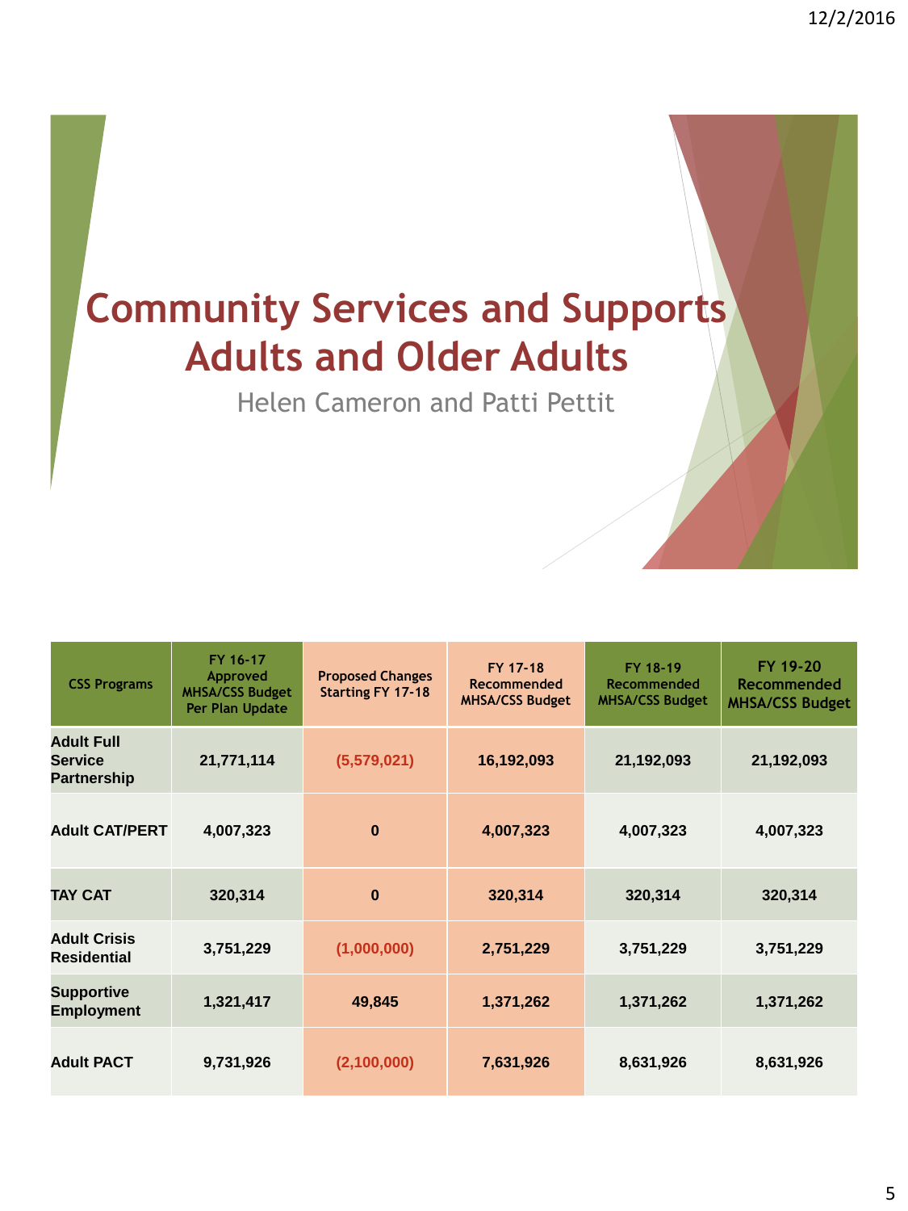# Community Services and Supports Adults and Older Adults

Helen Cameron and Patti Pettit

| CSS Programs | FY 16-17 Approved MHSA/CSS Budget Per Plan Update | Proposed Changes Starting FY 17-18 | FY 17-18 Recommended MHSA/CSS Budget | FY 18-19 Recommended MHSA/CSS Budget | FY 19-20 Recommended MHSA/CSS Budget |
|---|---|---|---|---|---|
| **Adult Full Service Partnership** | **21,771,114** | **(5,579,021)** | **16,192,093** | **21,192,093** | **21,192,093** |
| **Adult CAT/PERT** | **4,007,323** | **0** | **4,007,323** | **4,007,323** | **4,007,323** |
| **TAY CAT** | **320,314** | **0** | **320,314** | **320,314** | **320,314** |
| **Adult Crisis Residential** | **3,751,229** | **(1,000,000)** | **2,751,229** | **3,751,229** | **3,751,229** |
| **Supportive Employment** | **1,321,417** | **49,845** | **1,371,262** | **1,371,262** | **1,371,262** |
| **Adult PACT** | **9,731,926** | **(2,100,000)** | **7,631,926** | **8,631,926** | **8,631,926** |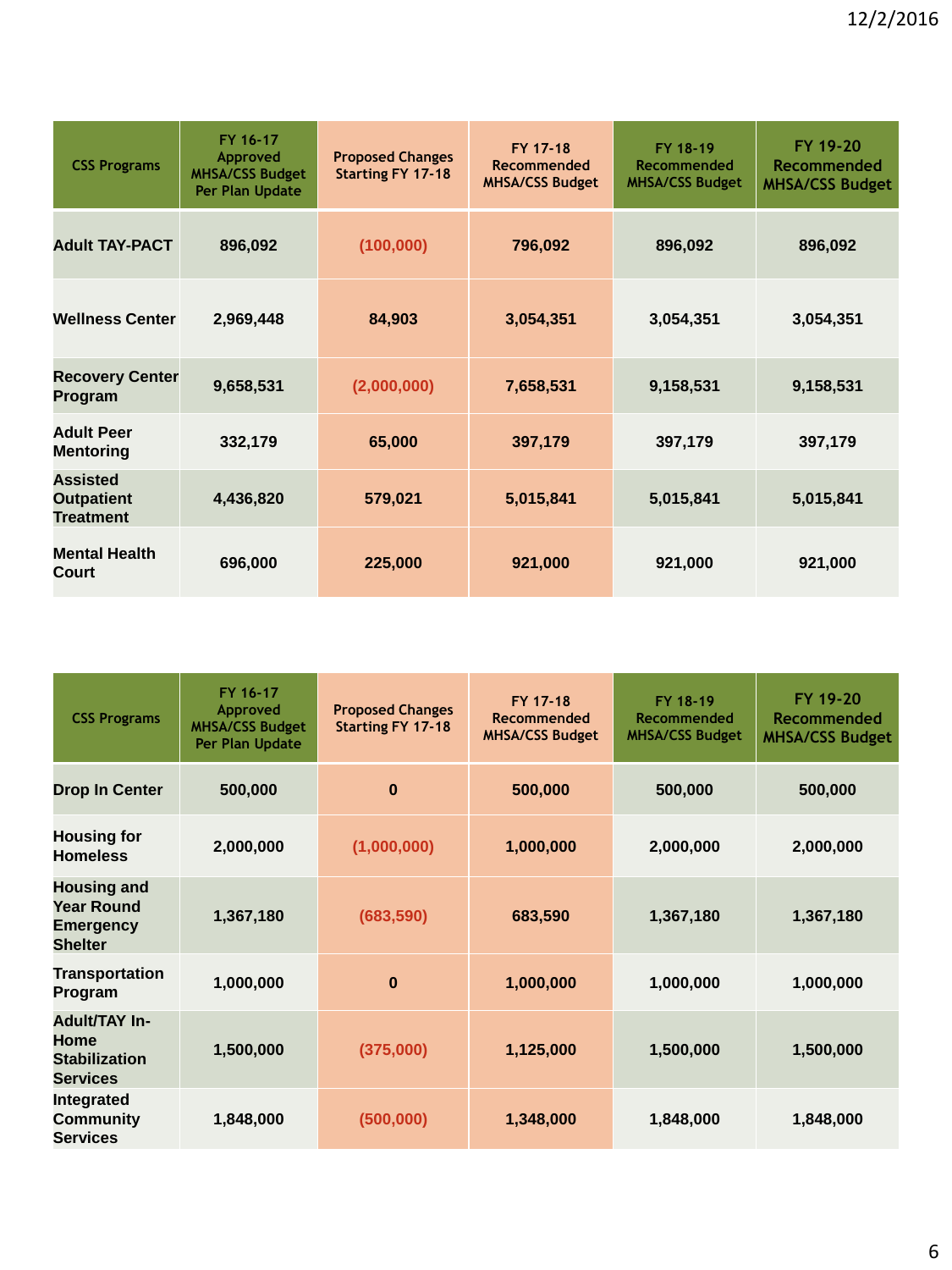| CSS Programs | FY 16-17 Approved MHSA/CSS Budget Per Plan Update | Proposed Changes Starting FY 17-18 | FY 17-18 Recommended MHSA/CSS Budget | FY 18-19 Recommended MHSA/CSS Budget | FY 19-20 Recommended MHSA/CSS Budget |
|---|---|---|---|---|---|
| **Adult TAY-PACT** | 896,092 | (100,000) | 796,092 | 896,092 | 896,092 |
| **Wellness Center** | 2,969,448 | 84,903 | 3,054,351 | 3,054,351 | 3,054,351 |
| **Recovery Center Program** | 9,658,531 | (2,000,000) | 7,658,531 | 9,158,531 | 9,158,531 |
| **Adult Peer Mentoring** | 332,179 | 65,000 | 397,179 | 397,179 | 397,179 |
| **Assisted Outpatient Treatment** | 4,436,820 | 579,021 | 5,015,841 | 5,015,841 | 5,015,841 |
| **Mental Health Court** | 696,000 | 225,000 | 921,000 | 921,000 | 921,000 |

| CSS Programs | FY 16-17 Approved MHSA/CSS Budget Per Plan Update | Proposed Changes Starting FY 17-18 | FY 17-18 Recommended MHSA/CSS Budget | FY 18-19 Recommended MHSA/CSS Budget | FY 19-20 Recommended MHSA/CSS Budget |
|---|---|---|---|---|---|
| **Drop In Center** | 500,000 | 0 | 500,000 | 500,000 | 500,000 |
| **Housing for Homeless** | 2,000,000 | (1,000,000) | 1,000,000 | 2,000,000 | 2,000,000 |
| **Housing and Year Round Emergency Shelter** | 1,367,180 | (683,590) | 683,590 | 1,367,180 | 1,367,180 |
| **Transportation Program** | 1,000,000 | 0 | 1,000,000 | 1,000,000 | 1,000,000 |
| **Adult/TAY In-Home Stabilization Services** | 1,500,000 | (375,000) | 1,125,000 | 1,500,000 | 1,500,000 |
| **Integrated Community Services** | 1,848,000 | (500,000) | 1,348,000 | 1,848,000 | 1,848,000 |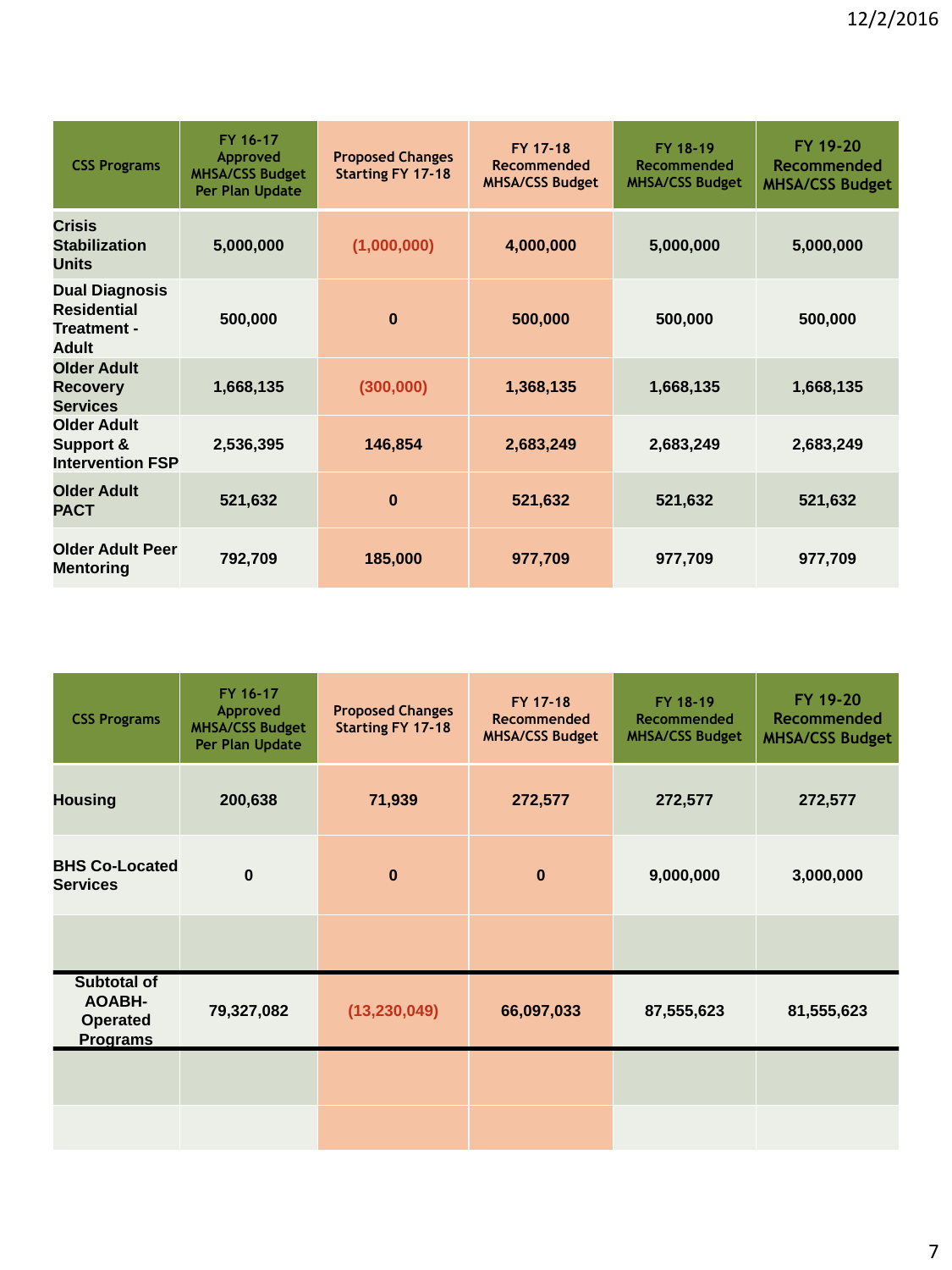| CSS Programs | FY 16-17 Approved MHSA/CSS Budget Per Plan Update | Proposed Changes Starting FY 17-18 | FY 17-18 Recommended MHSA/CSS Budget | FY 18-19 Recommended MHSA/CSS Budget | FY 19-20 Recommended MHSA/CSS Budget |
|---|---|---|---|---|---|
| **Crisis Stabilization Units** | **5,000,000** | **(1,000,000)** | **4,000,000** | **5,000,000** | **5,000,000** |
| **Dual Diagnosis Residential Treatment - Adult** | **500,000** | **0** | **500,000** | **500,000** | **500,000** |
| **Older Adult Recovery Services** | **1,668,135** | **(300,000)** | **1,368,135** | **1,668,135** | **1,668,135** |
| **Older Adult Support & Intervention FSP** | **2,536,395** | **146,854** | **2,683,249** | **2,683,249** | **2,683,249** |
| **Older Adult PACT** | **521,632** | **0** | **521,632** | **521,632** | **521,632** |
| **Older Adult Peer Mentoring** | **792,709** | **185,000** | **977,709** | **977,709** | **977,709** |

| CSS Programs | FY 16-17 Approved MHSA/CSS Budget Per Plan Update | Proposed Changes Starting FY 17-18 | FY 17-18 Recommended MHSA/CSS Budget | FY 18-19 Recommended MHSA/CSS Budget | FY 19-20 Recommended MHSA/CSS Budget |
|---|---|---|---|---|---|
| **Housing** | **200,638** | **71,939** | **272,577** | **272,577** | **272,577** |
| **BHS Co-Located Services** | **0** | **0** | **0** | **9,000,000** | **3,000,000** |
| | | | | | |
| **Subtotal of AOABH-Operated Programs** | **79,327,082** | **(13,230,049)** | **66,097,033** | **87,555,623** | **81,555,623** |
| | | | | | |
| | | | | | |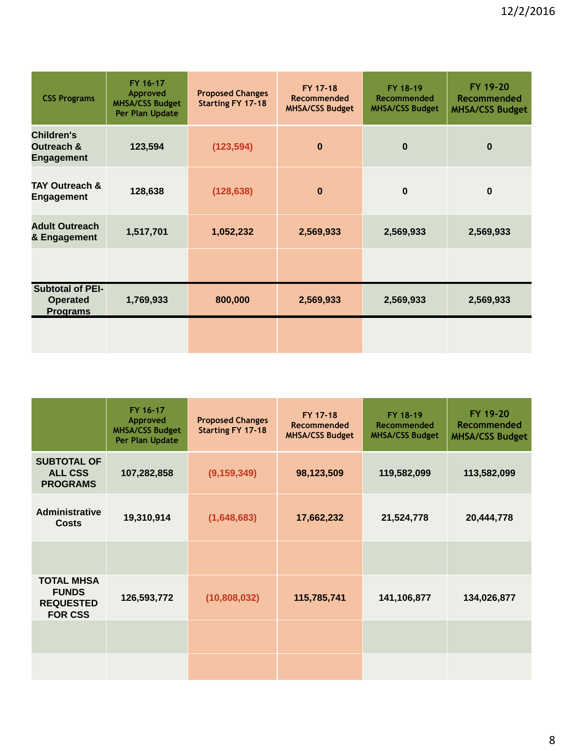| CSS Programs | FY 16-17 Approved MHSA/CSS Budget Per Plan Update | Proposed Changes Starting FY 17-18 | FY 17-18 Recommended MHSA/CSS Budget | FY 18-19 Recommended MHSA/CSS Budget | FY 19-20 Recommended MHSA/CSS Budget |
|---|---|---|---|---|---|
| **Children's Outreach & Engagement** | **123,594** | **(123,594)** | **0** | **0** | **0** |
| **TAY Outreach & Engagement** | **128,638** | **(128,638)** | **0** | **0** | **0** |
| **Adult Outreach & Engagement** | **1,517,701** | **1,052,232** | **2,569,933** | **2,569,933** | **2,569,933** |
| | | | | | |
| **Subtotal of PEI-Operated Programs** | **1,769,933** | **800,000** | **2,569,933** | **2,569,933** | **2,569,933** |
| | | | | | |

| | FY 16-17 Approved MHSA/CSS Budget Per Plan Update | Proposed Changes Starting FY 17-18 | FY 17-18 Recommended MHSA/CSS Budget | FY 18-19 Recommended MHSA/CSS Budget | FY 19-20 Recommended MHSA/CSS Budget |
|---|---|---|---|---|---|
| **SUBTOTAL OF ALL CSS PROGRAMS** | **107,282,858** | **(9,159,349)** | **98,123,509** | **119,582,099** | **113,582,099** |
| **Administrative Costs** | **19,310,914** | **(1,648,683)** | **17,662,232** | **21,524,778** | **20,444,778** |
| | | | | | |
| **TOTAL MHSA FUNDS REQUESTED FOR CSS** | **126,593,772** | **(10,808,032)** | **115,785,741** | **141,106,877** | **134,026,877** |
| | | | | | |
| | | | | | |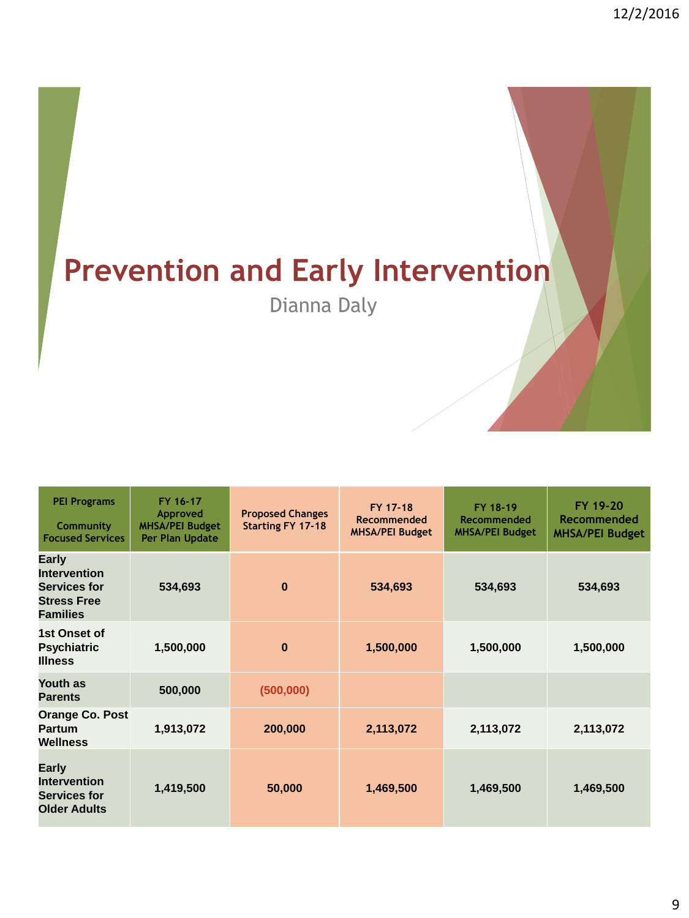# Prevention and Early Intervention

Dianna Daly

| PEI Programs<br><br>Community Focused Services | FY 16-17 Approved MHSA/PEI Budget Per Plan Update | Proposed Changes Starting FY 17-18 | FY 17-18 Recommended MHSA/PEI Budget | FY 18-19 Recommended MHSA/PEI Budget | FY 19-20 Recommended MHSA/PEI Budget |
|---|---|---|---|---|---|
| **Early Intervention Services for Stress Free Families** | **534,693** | **0** | **534,693** | **534,693** | **534,693** |
| **1st Onset of Psychiatric Illness** | **1,500,000** | **0** | **1,500,000** | **1,500,000** | **1,500,000** |
| **Youth as Parents** | **500,000** | **(500,000)** | | | |
| **Orange Co. Post Partum Wellness** | **1,913,072** | **200,000** | **2,113,072** | **2,113,072** | **2,113,072** |
| **Early Intervention Services for Older Adults** | **1,419,500** | **50,000** | **1,469,500** | **1,469,500** | **1,469,500** |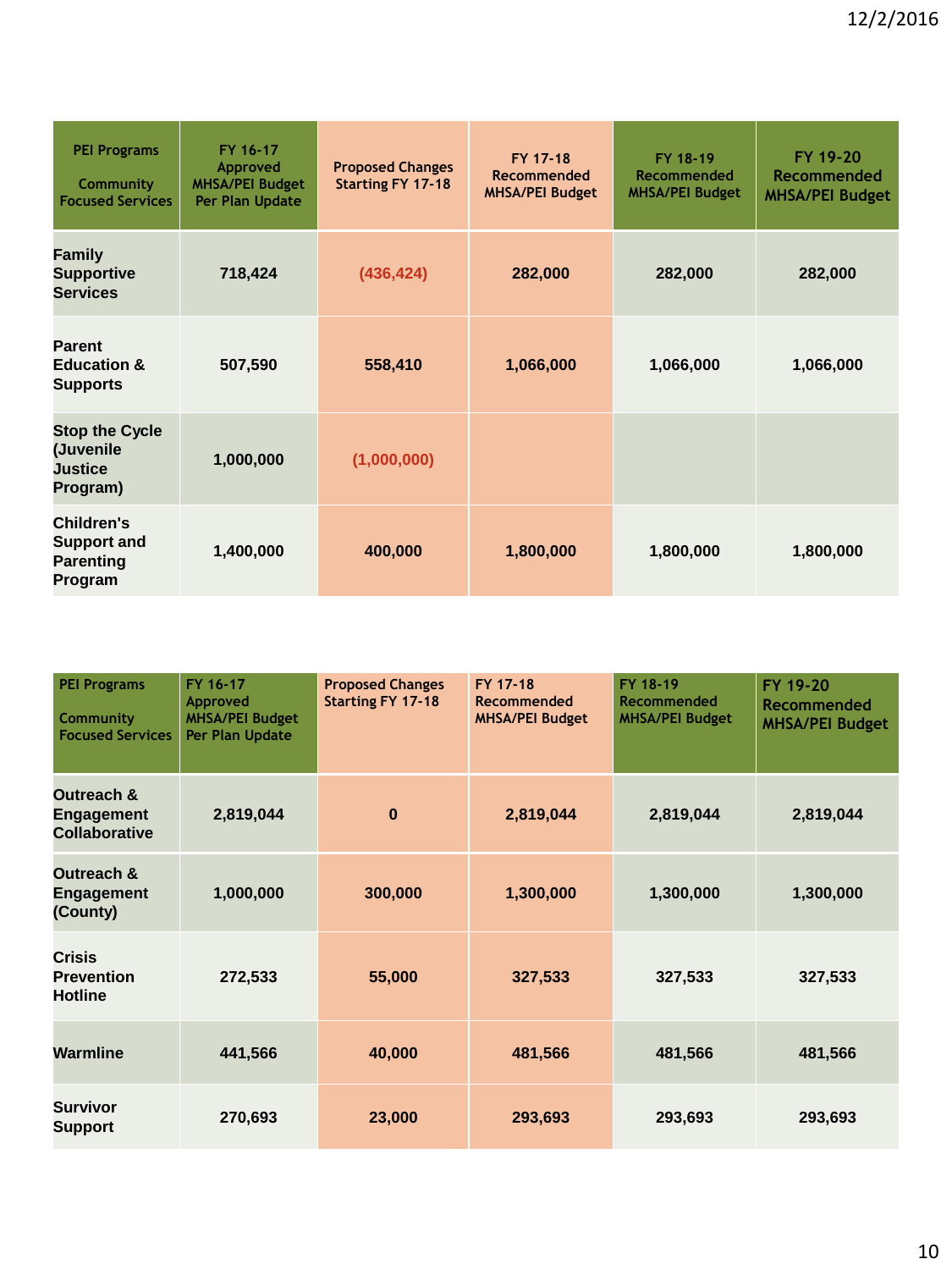| PEI Programs Community Focused Services | FY 16-17 Approved MHSA/PEI Budget Per Plan Update | Proposed Changes Starting FY 17-18 | FY 17-18 Recommended MHSA/PEI Budget | FY 18-19 Recommended MHSA/PEI Budget | FY 19-20 Recommended MHSA/PEI Budget |
|---|---|---|---|---|---|
| Family Supportive Services | 718,424 | (436,424) | 282,000 | 282,000 | 282,000 |
| Parent Education & Supports | 507,590 | 558,410 | 1,066,000 | 1,066,000 | 1,066,000 |
| Stop the Cycle (Juvenile Justice Program) | 1,000,000 | (1,000,000) | | | |
| Children's Support and Parenting Program | 1,400,000 | 400,000 | 1,800,000 | 1,800,000 | 1,800,000 |

| PEI Programs Community Focused Services | FY 16-17 Approved MHSA/PEI Budget Per Plan Update | Proposed Changes Starting FY 17-18 | FY 17-18 Recommended MHSA/PEI Budget | FY 18-19 Recommended MHSA/PEI Budget | FY 19-20 Recommended MHSA/PEI Budget |
|---|---|---|---|---|---|
| Outreach & Engagement Collaborative | 2,819,044 | 0 | 2,819,044 | 2,819,044 | 2,819,044 |
| Outreach & Engagement (County) | 1,000,000 | 300,000 | 1,300,000 | 1,300,000 | 1,300,000 |
| Crisis Prevention Hotline | 272,533 | 55,000 | 327,533 | 327,533 | 327,533 |
| Warmline | 441,566 | 40,000 | 481,566 | 481,566 | 481,566 |
| Survivor Support | 270,693 | 23,000 | 293,693 | 293,693 | 293,693 |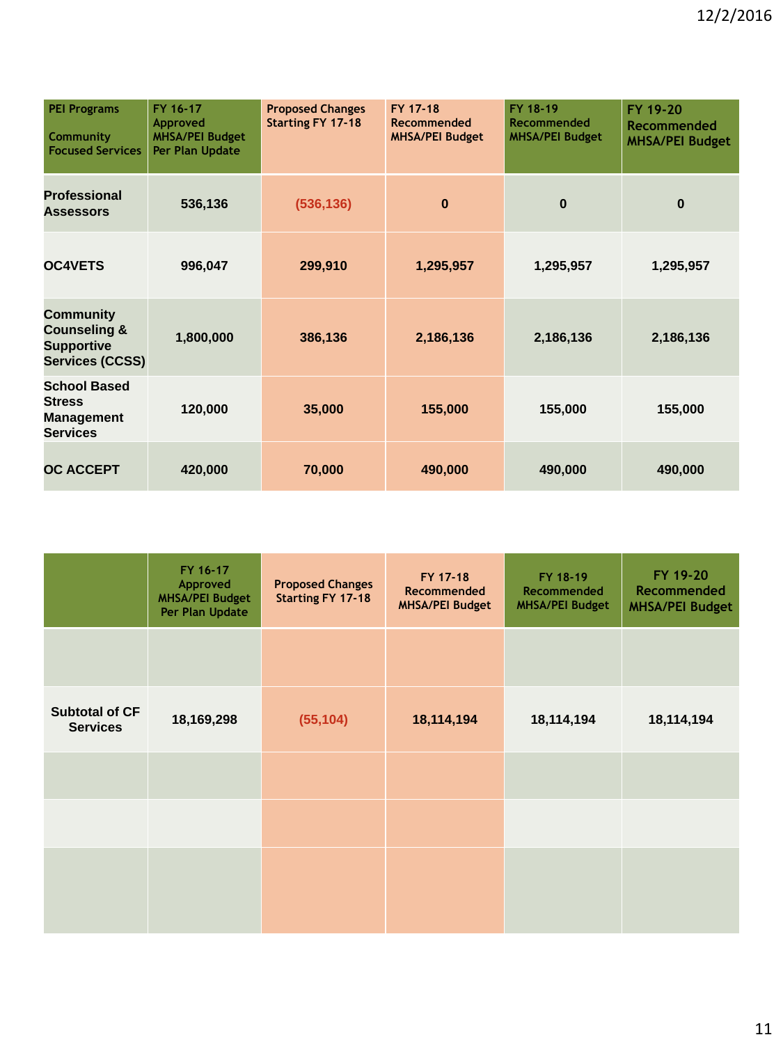| PEI Programs<br><br>Community Focused Services | FY 16-17 Approved MHSA/PEI Budget Per Plan Update | Proposed Changes Starting FY 17-18 | FY 17-18 Recommended MHSA/PEI Budget | FY 18-19 Recommended MHSA/PEI Budget | FY 19-20 Recommended MHSA/PEI Budget |
|---|---|---|---|---|---|
| **Professional Assessors** | **536,136** | **(536,136)** | **0** | **0** | **0** |
| **OC4VETS** | **996,047** | **299,910** | **1,295,957** | **1,295,957** | **1,295,957** |
| **Community Counseling & Supportive Services (CCSS)** | **1,800,000** | **386,136** | **2,186,136** | **2,186,136** | **2,186,136** |
| **School Based Stress Management Services** | **120,000** | **35,000** | **155,000** | **155,000** | **155,000** |
| **OC ACCEPT** | **420,000** | **70,000** | **490,000** | **490,000** | **490,000** |

| | FY 16-17 Approved MHSA/PEI Budget Per Plan Update | Proposed Changes Starting FY 17-18 | FY 17-18 Recommended MHSA/PEI Budget | FY 18-19 Recommended MHSA/PEI Budget | FY 19-20 Recommended MHSA/PEI Budget |
|---|---|---|---|---|---|
| | | | | | |
| **Subtotal of CF Services** | **18,169,298** | **(55,104)** | **18,114,194** | **18,114,194** | **18,114,194** |
| | | | | | |
| | | | | | |
| | | | | | |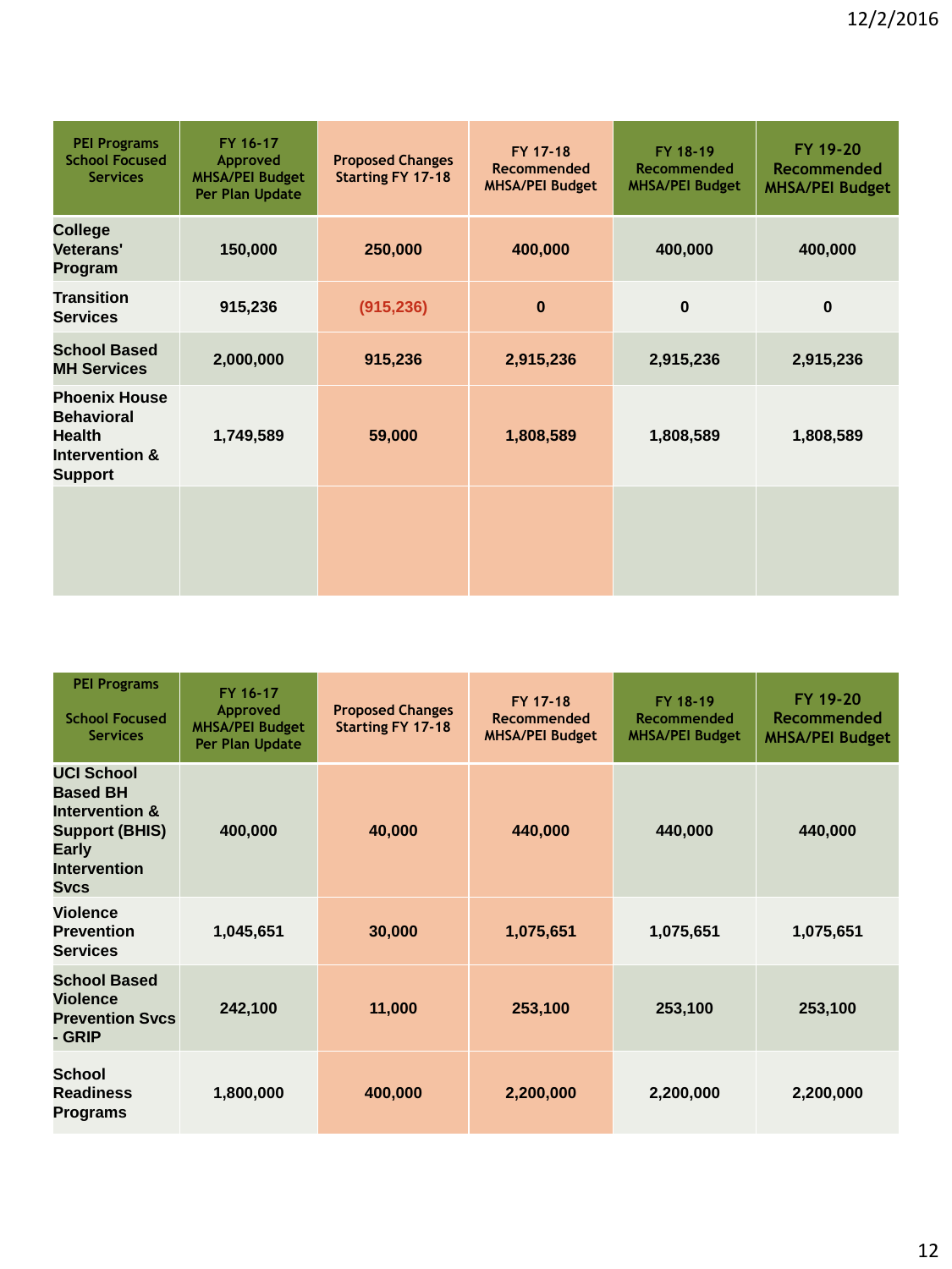| PEI Programs School Focused Services | FY 16-17 Approved MHSA/PEI Budget Per Plan Update | Proposed Changes Starting FY 17-18 | FY 17-18 Recommended MHSA/PEI Budget | FY 18-19 Recommended MHSA/PEI Budget | FY 19-20 Recommended MHSA/PEI Budget |
|---|---|---|---|---|---|
| College Veterans' Program | 150,000 | 250,000 | 400,000 | 400,000 | 400,000 |
| Transition Services | 915,236 | (915,236) | 0 | 0 | 0 |
| School Based MH Services | 2,000,000 | 915,236 | 2,915,236 | 2,915,236 | 2,915,236 |
| Phoenix House Behavioral Health Intervention & Support | 1,749,589 | 59,000 | 1,808,589 | 1,808,589 | 1,808,589 |
| | | | | | |

| PEI Programs School Focused Services | FY 16-17 Approved MHSA/PEI Budget Per Plan Update | Proposed Changes Starting FY 17-18 | FY 17-18 Recommended MHSA/PEI Budget | FY 18-19 Recommended MHSA/PEI Budget | FY 19-20 Recommended MHSA/PEI Budget |
|---|---|---|---|---|---|
| UCI School Based BH Intervention & Support (BHIS) Early Intervention Svcs | 400,000 | 40,000 | 440,000 | 440,000 | 440,000 |
| Violence Prevention Services | 1,045,651 | 30,000 | 1,075,651 | 1,075,651 | 1,075,651 |
| School Based Violence Prevention Svcs - GRIP | 242,100 | 11,000 | 253,100 | 253,100 | 253,100 |
| School Readiness Programs | 1,800,000 | 400,000 | 2,200,000 | 2,200,000 | 2,200,000 |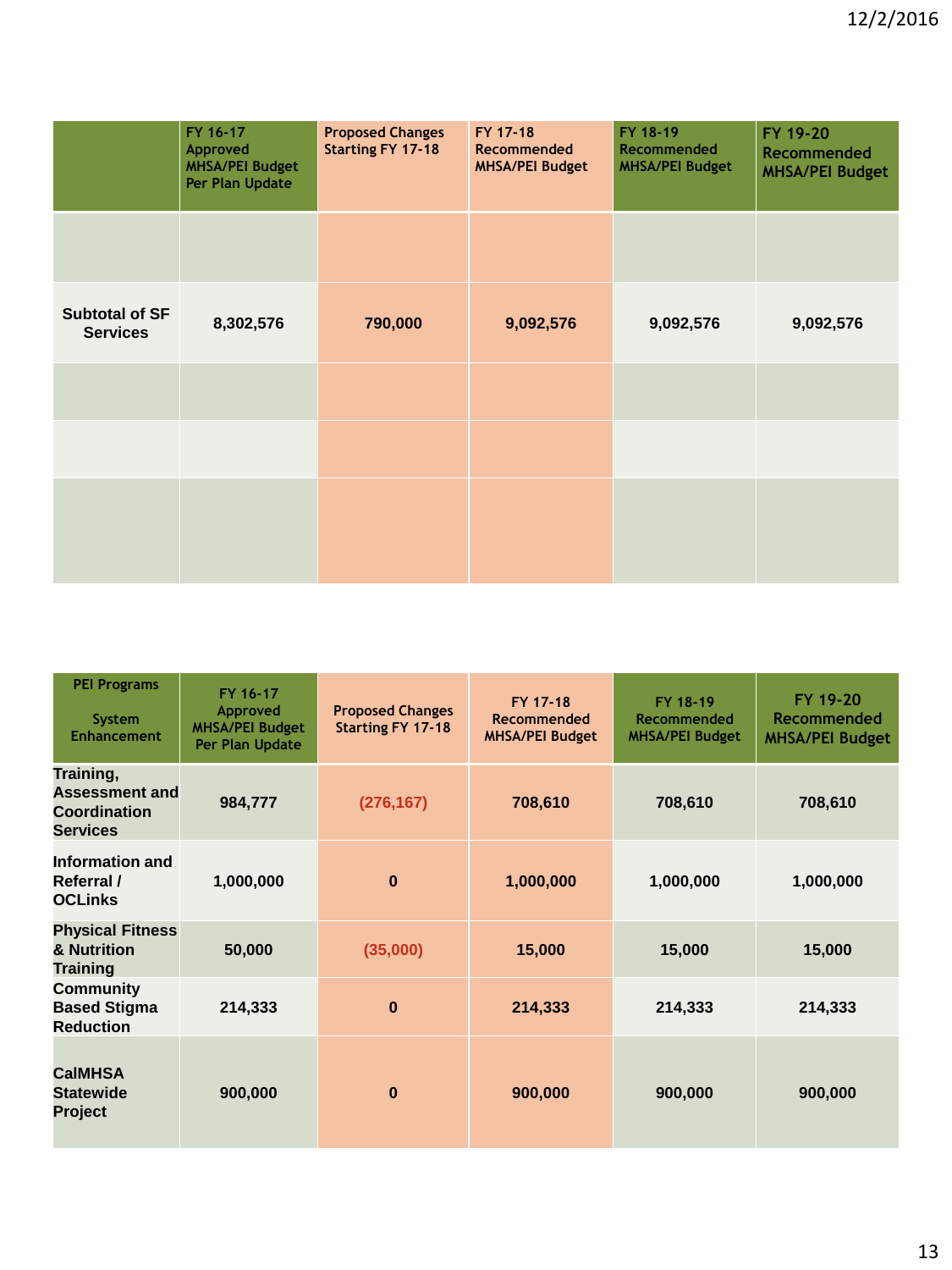| | FY 16-17 Approved MHSA/PEI Budget Per Plan Update | Proposed Changes Starting FY 17-18 | FY 17-18 Recommended MHSA/PEI Budget | FY 18-19 Recommended MHSA/PEI Budget | FY 19-20 Recommended MHSA/PEI Budget |
|---|---|---|---|---|---|
| | | | | | |
| **Subtotal of SF Services** | **8,302,576** | **790,000** | **9,092,576** | **9,092,576** | **9,092,576** |
| | | | | | |
| | | | | | |
| | | | | | |

| PEI Programs<br><br>System Enhancement | FY 16-17 Approved MHSA/PEI Budget Per Plan Update | Proposed Changes Starting FY 17-18 | FY 17-18 Recommended MHSA/PEI Budget | FY 18-19 Recommended MHSA/PEI Budget | FY 19-20 Recommended MHSA/PEI Budget |
|---|---|---|---|---|---|
| **Training, Assessment and Coordination Services** | **984,777** | **(276,167)** | **708,610** | **708,610** | **708,610** |
| **Information and Referral / OCLinks** | **1,000,000** | **0** | **1,000,000** | **1,000,000** | **1,000,000** |
| **Physical Fitness & Nutrition Training** | **50,000** | **(35,000)** | **15,000** | **15,000** | **15,000** |
| **Community Based Stigma Reduction** | **214,333** | **0** | **214,333** | **214,333** | **214,333** |
| **CalMHSA Statewide Project** | **900,000** | **0** | **900,000** | **900,000** | **900,000** |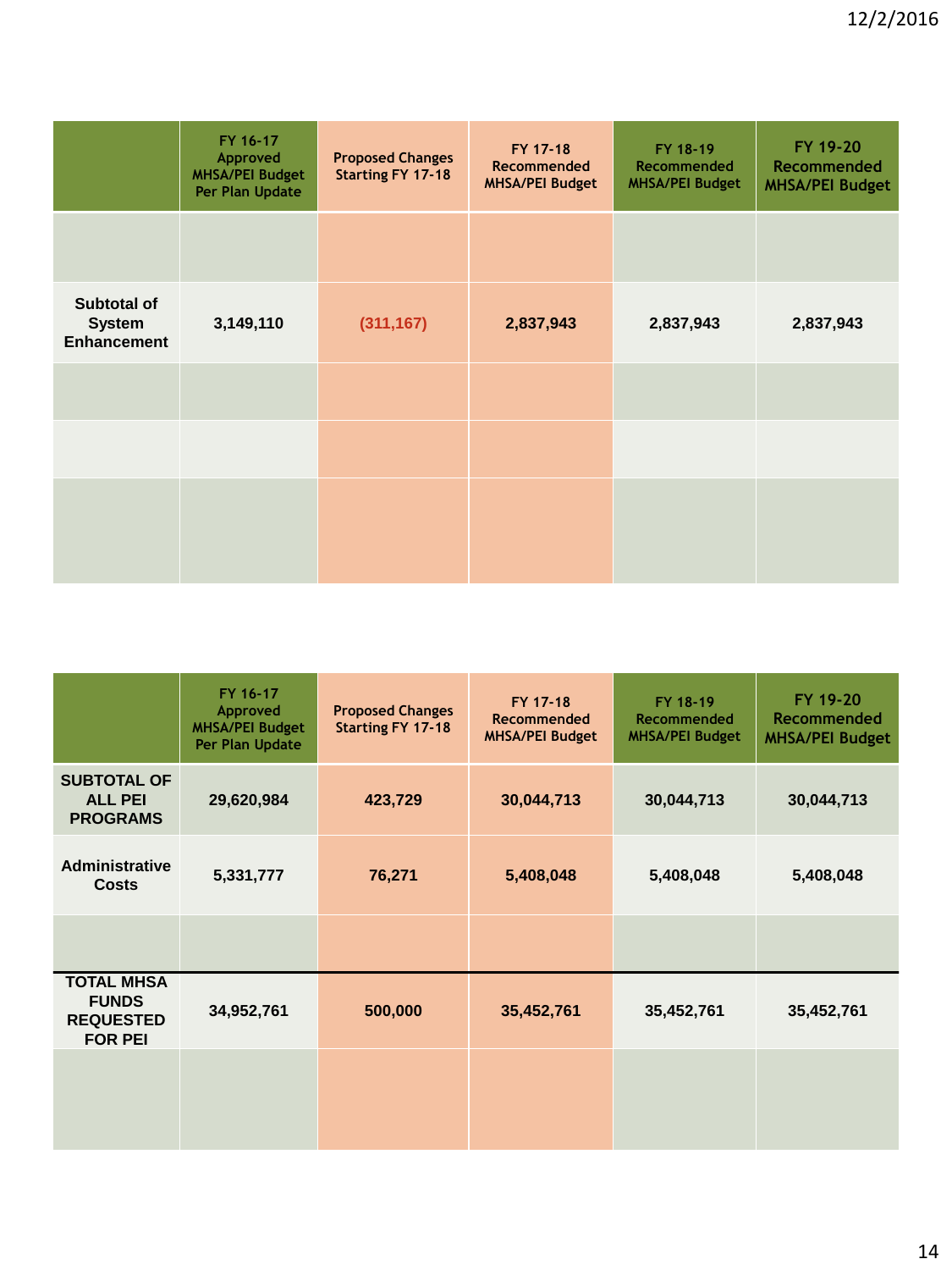| | FY 16-17 Approved MHSA/PEI Budget Per Plan Update | Proposed Changes Starting FY 17-18 | FY 17-18 Recommended MHSA/PEI Budget | FY 18-19 Recommended MHSA/PEI Budget | FY 19-20 Recommended MHSA/PEI Budget |
|---|---|---|---|---|---|
| | | | | | |
| **Subtotal of System Enhancement** | **3,149,110** | **(311,167)** | **2,837,943** | **2,837,943** | **2,837,943** |
| | | | | | |
| | | | | | |
| | | | | | |

| | FY 16-17 Approved MHSA/PEI Budget Per Plan Update | Proposed Changes Starting FY 17-18 | FY 17-18 Recommended MHSA/PEI Budget | FY 18-19 Recommended MHSA/PEI Budget | FY 19-20 Recommended MHSA/PEI Budget |
|---|---|---|---|---|---|
| **SUBTOTAL OF ALL PEI PROGRAMS** | **29,620,984** | **423,729** | **30,044,713** | **30,044,713** | **30,044,713** |
| **Administrative Costs** | **5,331,777** | **76,271** | **5,408,048** | **5,408,048** | **5,408,048** |
| | | | | | |
| **TOTAL MHSA FUNDS REQUESTED FOR PEI** | **34,952,761** | **500,000** | **35,452,761** | **35,452,761** | **35,452,761** |
| | | | | | |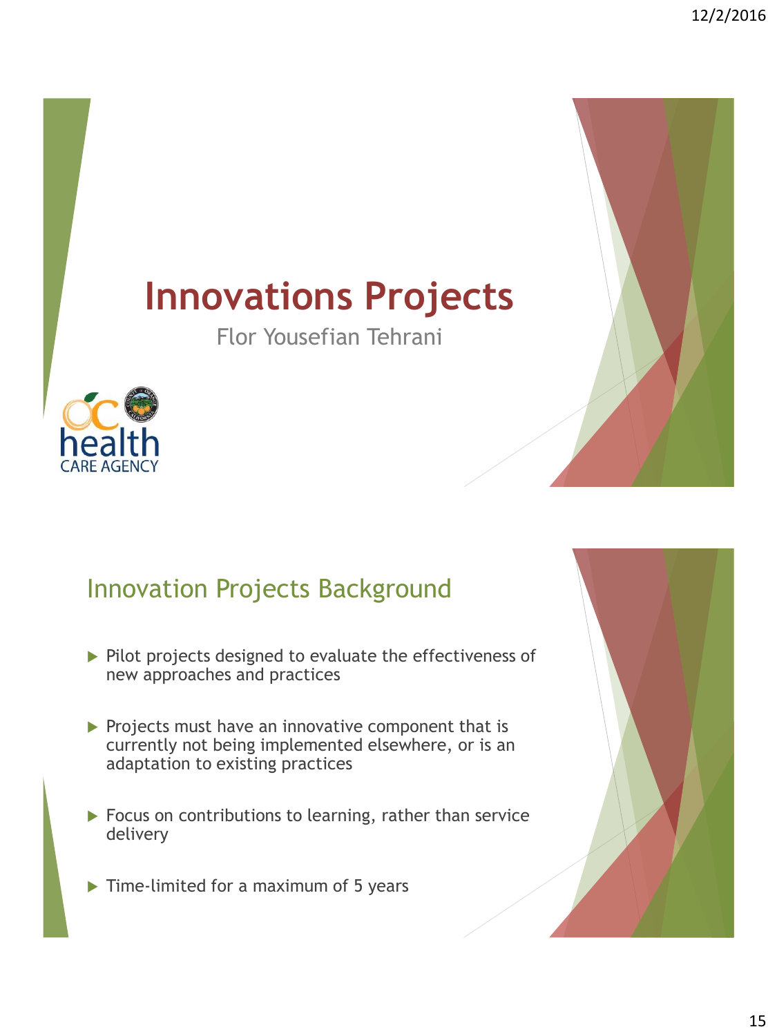# Innovations Projects

Flor Yousefian Tehrani

## Innovation Projects Background

- Pilot projects designed to evaluate the effectiveness of new approaches and practices
- Projects must have an innovative component that is currently not being implemented elsewhere, or is an adaptation to existing practices
- Focus on contributions to learning, rather than service delivery
- Time-limited for a maximum of 5 years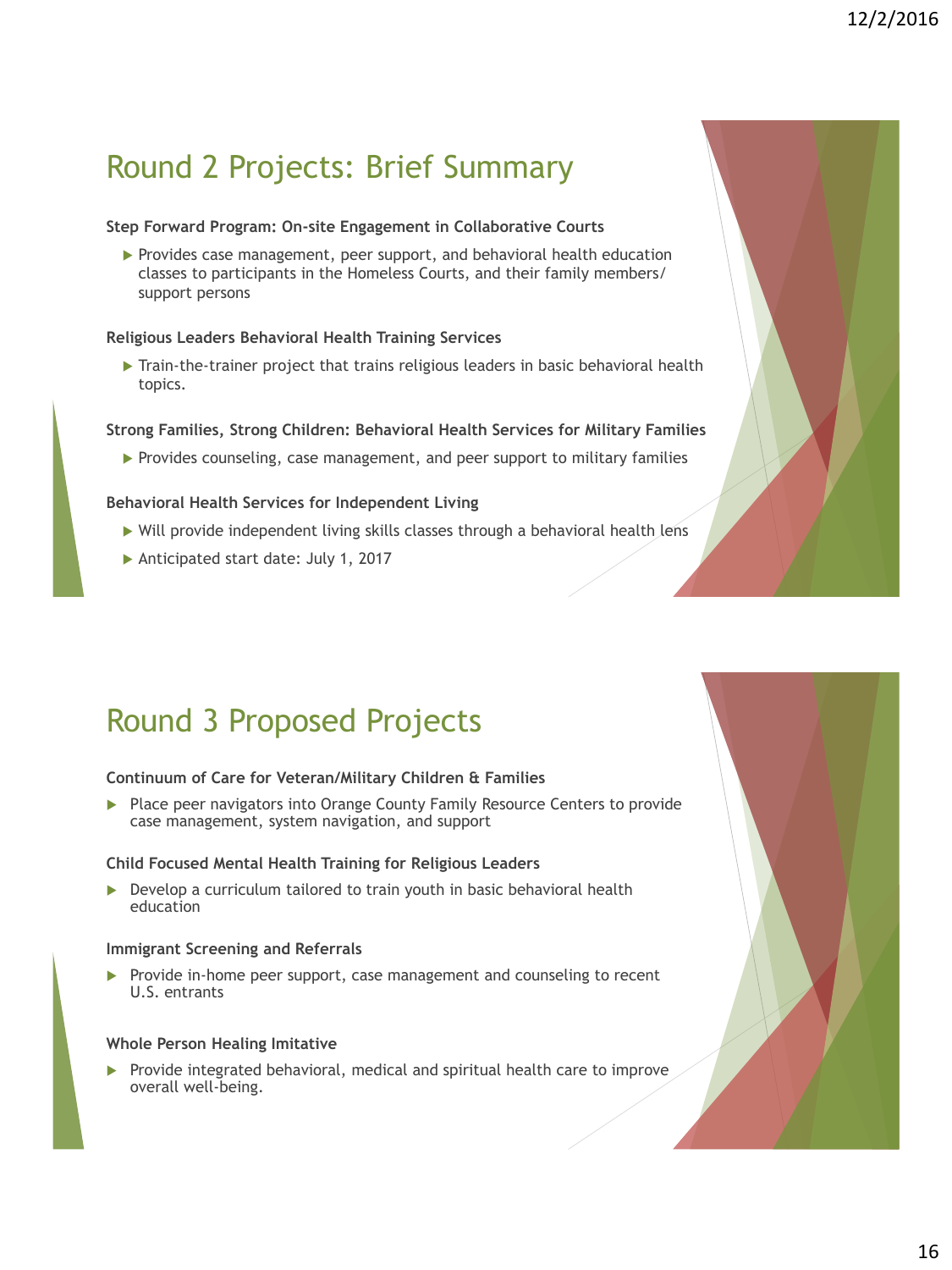## Round 2 Projects: Brief Summary

**Step Forward Program: On-site Engagement in Collaborative Courts**

- Provides case management, peer support, and behavioral health education classes to participants in the Homeless Courts, and their family members/ support persons

**Religious Leaders Behavioral Health Training Services**

- Train-the-trainer project that trains religious leaders in basic behavioral health topics.

**Strong Families, Strong Children: Behavioral Health Services for Military Families**

- Provides counseling, case management, and peer support to military families

**Behavioral Health Services for Independent Living**

- Will provide independent living skills classes through a behavioral health lens
- Anticipated start date: July 1, 2017

## Round 3 Proposed Projects

**Continuum of Care for Veteran/Military Children & Families**

- Place peer navigators into Orange County Family Resource Centers to provide case management, system navigation, and support

**Child Focused Mental Health Training for Religious Leaders**

- Develop a curriculum tailored to train youth in basic behavioral health education

**Immigrant Screening and Referrals**

- Provide in-home peer support, case management and counseling to recent U.S. entrants

**Whole Person Healing Imitative**

- Provide integrated behavioral, medical and spiritual health care to improve overall well-being.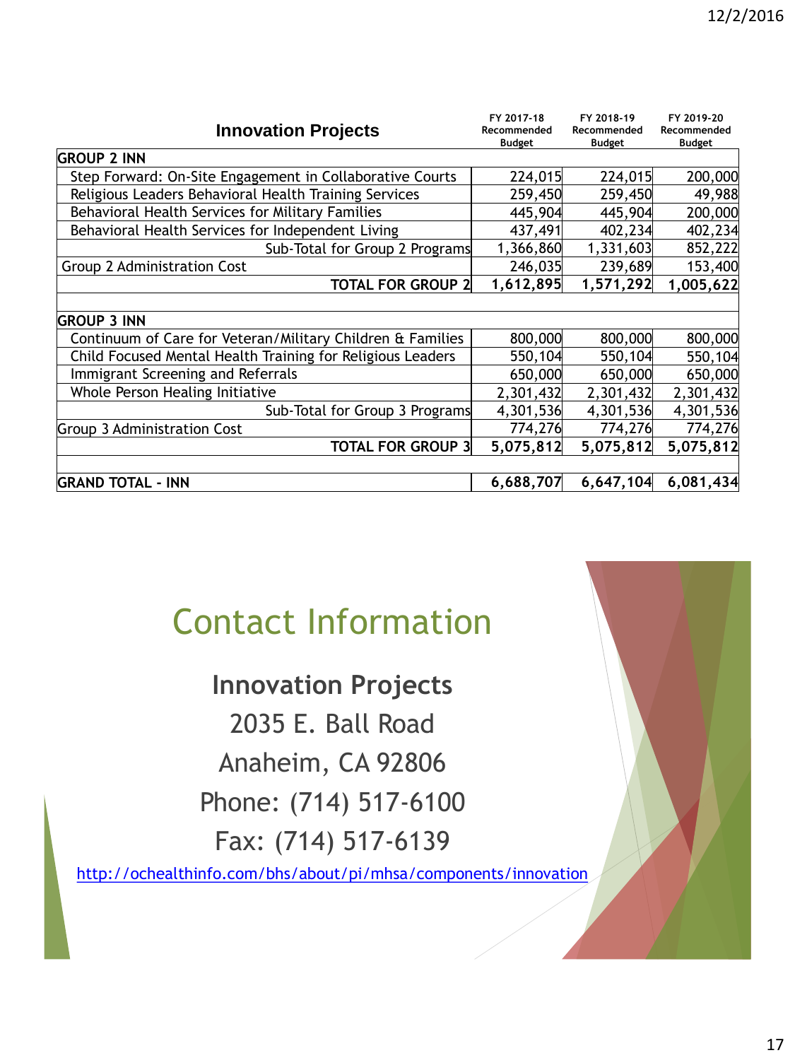| Innovation Projects | FY 2017-18 Recommended Budget | FY 2018-19 Recommended Budget | FY 2019-20 Recommended Budget |
|---|---|---|---|
| **GROUP 2 INN** | | | |
| Step Forward: On-Site Engagement in Collaborative Courts | 224,015 | 224,015 | 200,000 |
| Religious Leaders Behavioral Health Training Services | 259,450 | 259,450 | 49,988 |
| Behavioral Health Services for Military Families | 445,904 | 445,904 | 200,000 |
| Behavioral Health Services for Independent Living | 437,491 | 402,234 | 402,234 |
| Sub-Total for Group 2 Programs | 1,366,860 | 1,331,603 | 852,222 |
| Group 2 Administration Cost | 246,035 | 239,689 | 153,400 |
| **TOTAL FOR GROUP 2** | **1,612,895** | **1,571,292** | **1,005,622** |
| | | | |
| **GROUP 3 INN** | | | |
| Continuum of Care for Veteran/Military Children & Families | 800,000 | 800,000 | 800,000 |
| Child Focused Mental Health Training for Religious Leaders | 550,104 | 550,104 | 550,104 |
| Immigrant Screening and Referrals | 650,000 | 650,000 | 650,000 |
| Whole Person Healing Initiative | 2,301,432 | 2,301,432 | 2,301,432 |
| Sub-Total for Group 3 Programs | 4,301,536 | 4,301,536 | 4,301,536 |
| Group 3 Administration Cost | 774,276 | 774,276 | 774,276 |
| **TOTAL FOR GROUP 3** | **5,075,812** | **5,075,812** | **5,075,812** |
| | | | |
| **GRAND TOTAL - INN** | **6,688,707** | **6,647,104** | **6,081,434** |

# Contact Information

**Innovation Projects**

2035 E. Ball Road

Anaheim, CA 92806

Phone: (714) 517-6100

Fax: (714) 517-6139

http://ochealthinfo.com/bhs/about/pi/mhsa/components/innovation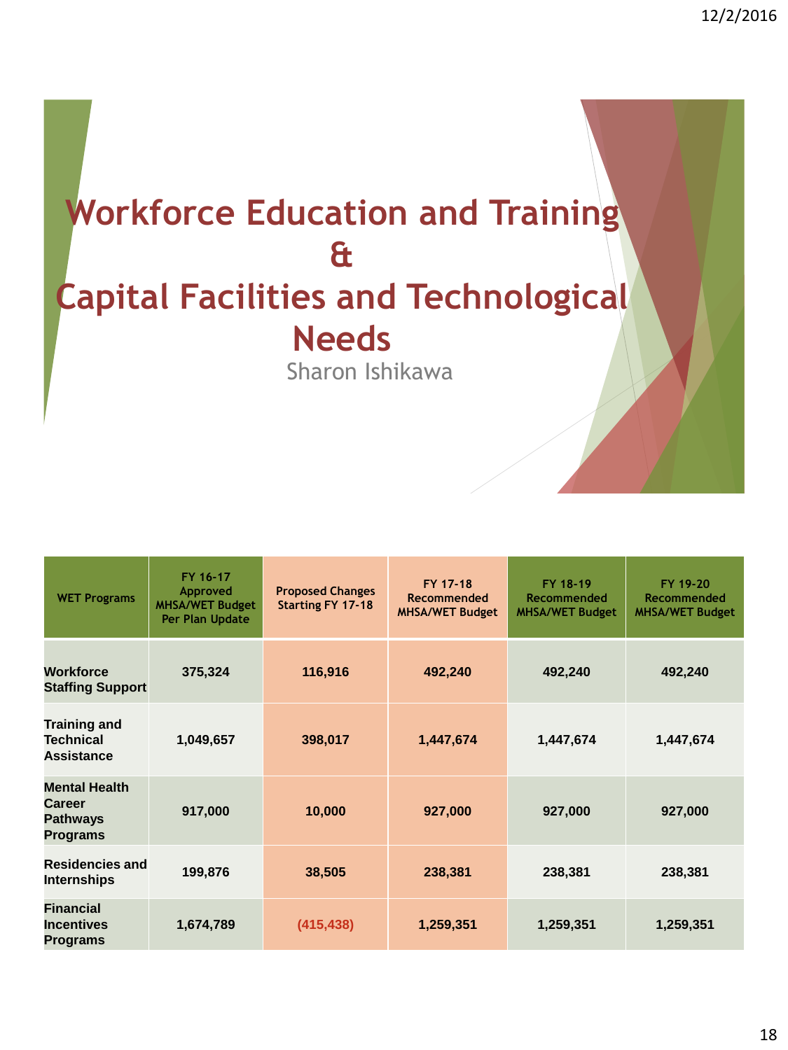# Workforce Education and Training & Capital Facilities and Technological Needs

Sharon Ishikawa

| WET Programs | FY 16-17 Approved MHSA/WET Budget Per Plan Update | Proposed Changes Starting FY 17-18 | FY 17-18 Recommended MHSA/WET Budget | FY 18-19 Recommended MHSA/WET Budget | FY 19-20 Recommended MHSA/WET Budget |
|---|---|---|---|---|---|
| **Workforce Staffing Support** | **375,324** | **116,916** | **492,240** | **492,240** | **492,240** |
| **Training and Technical Assistance** | **1,049,657** | **398,017** | **1,447,674** | **1,447,674** | **1,447,674** |
| **Mental Health Career Pathways Programs** | **917,000** | **10,000** | **927,000** | **927,000** | **927,000** |
| **Residencies and Internships** | **199,876** | **38,505** | **238,381** | **238,381** | **238,381** |
| **Financial Incentives Programs** | **1,674,789** | **(415,438)** | **1,259,351** | **1,259,351** | **1,259,351** |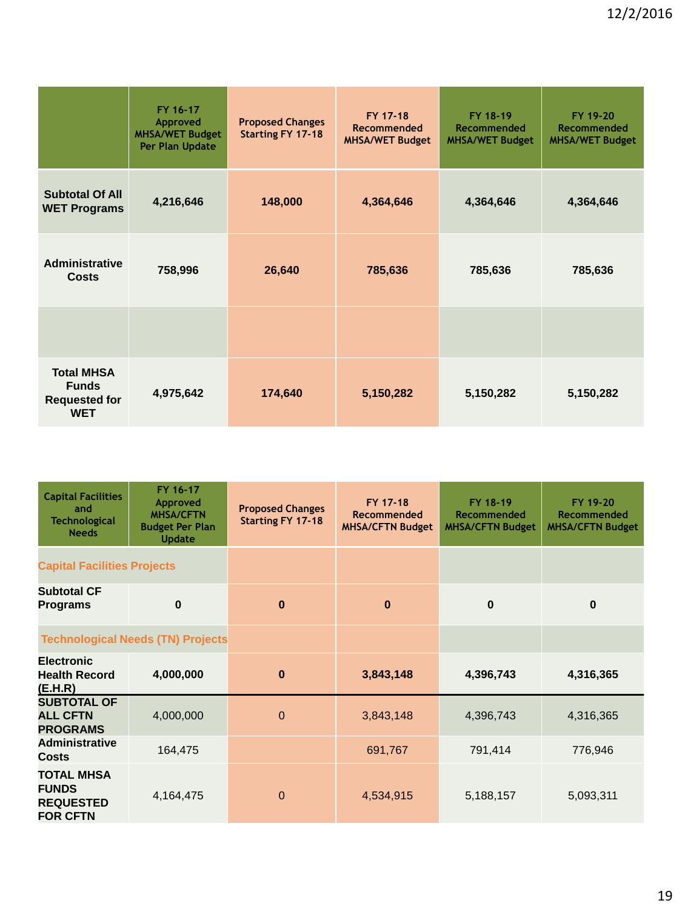| | FY 16-17 Approved MHSA/WET Budget Per Plan Update | Proposed Changes Starting FY 17-18 | FY 17-18 Recommended MHSA/WET Budget | FY 18-19 Recommended MHSA/WET Budget | FY 19-20 Recommended MHSA/WET Budget |
|---|---|---|---|---|---|
| **Subtotal Of All WET Programs** | **4,216,646** | **148,000** | **4,364,646** | **4,364,646** | **4,364,646** |
| **Administrative Costs** | **758,996** | **26,640** | **785,636** | **785,636** | **785,636** |
| | | | | | |
| **Total MHSA Funds Requested for WET** | **4,975,642** | **174,640** | **5,150,282** | **5,150,282** | **5,150,282** |

| Capital Facilities and Technological Needs | FY 16-17 Approved MHSA/CFTN Budget Per Plan Update | Proposed Changes Starting FY 17-18 | FY 17-18 Recommended MHSA/CFTN Budget | FY 18-19 Recommended MHSA/CFTN Budget | FY 19-20 Recommended MHSA/CFTN Budget |
|---|---|---|---|---|---|
| **Capital Facilities Projects** | | | | | |
| **Subtotal CF Programs** | **0** | **0** | **0** | **0** | **0** |
| **Technological Needs (TN) Projects** | | | | | |
| **Electronic Health Record (E.H.R)** | **4,000,000** | **0** | **3,843,148** | **4,396,743** | **4,316,365** |
| **SUBTOTAL OF ALL CFTN PROGRAMS** | 4,000,000 | 0 | 3,843,148 | 4,396,743 | 4,316,365 |
| **Administrative Costs** | 164,475 | | 691,767 | 791,414 | 776,946 |
| **TOTAL MHSA FUNDS REQUESTED FOR CFTN** | 4,164,475 | 0 | 4,534,915 | 5,188,157 | 5,093,311 |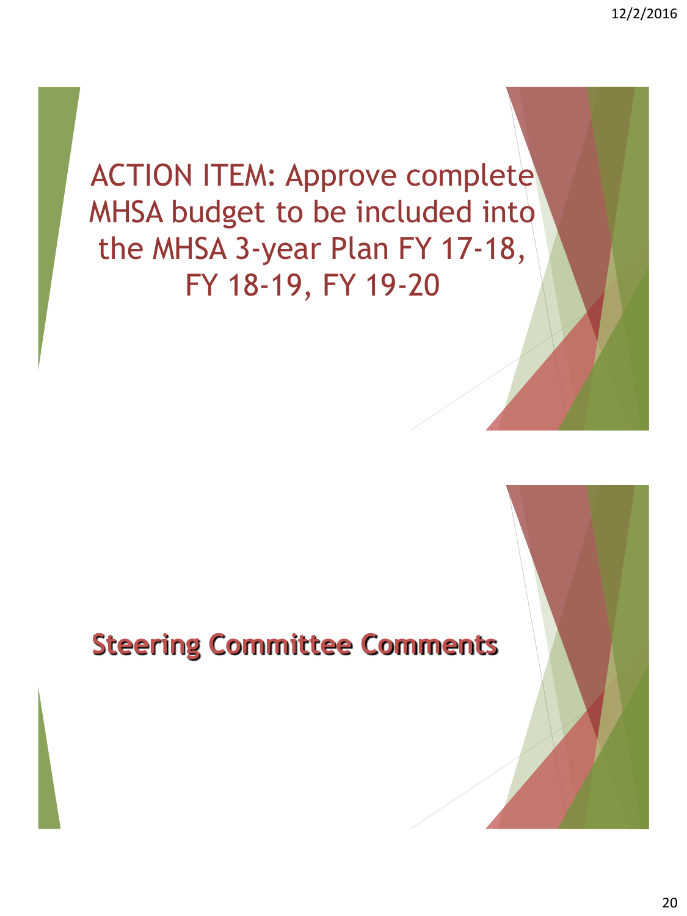# ACTION ITEM: Approve complete MHSA budget to be included into the MHSA 3-year Plan FY 17-18, FY 18-19, FY 19-20

# Steering Committee Comments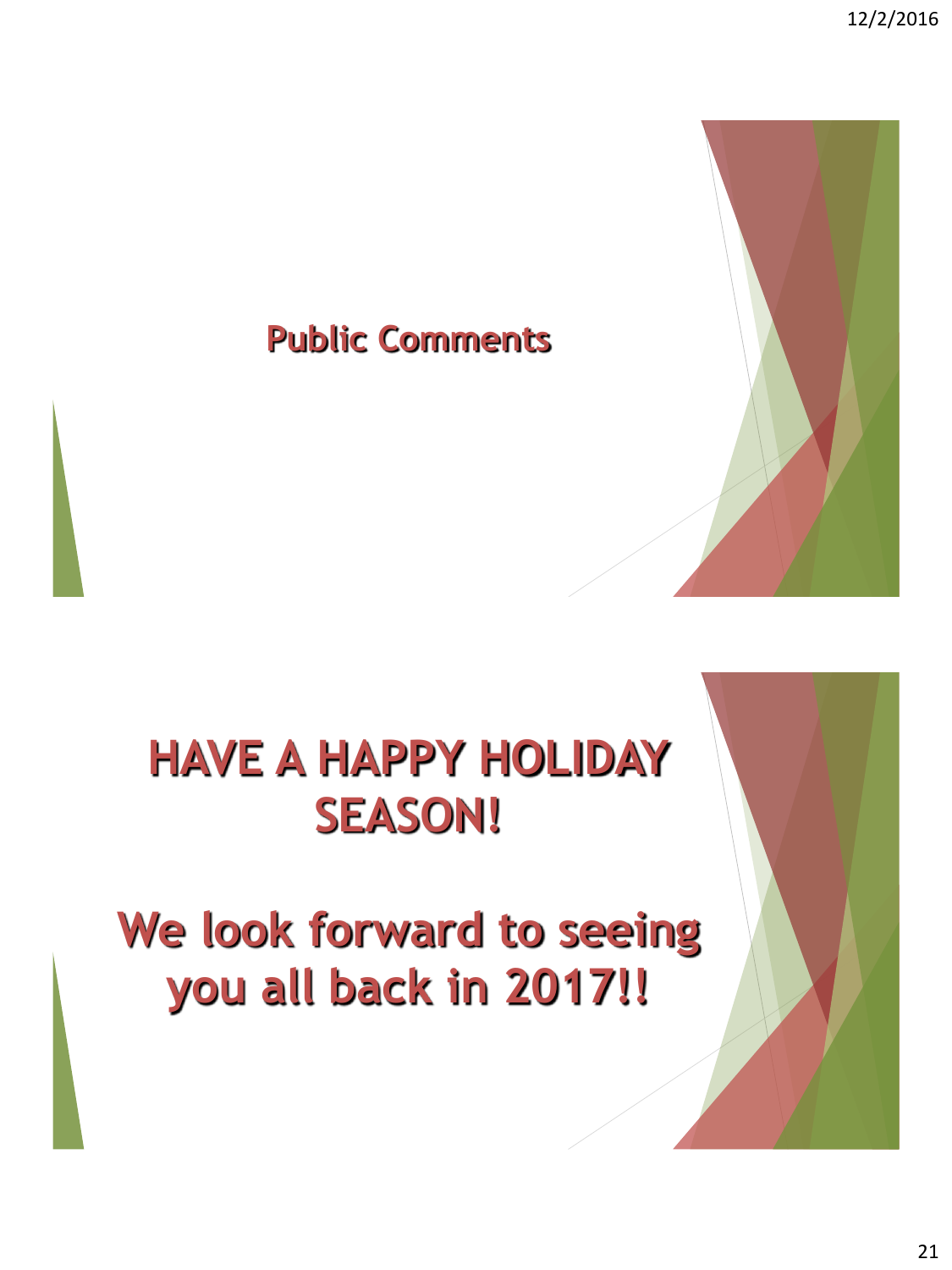## Public Comments

## HAVE A HAPPY HOLIDAY SEASON!

## We look forward to seeing you all back in 2017!!